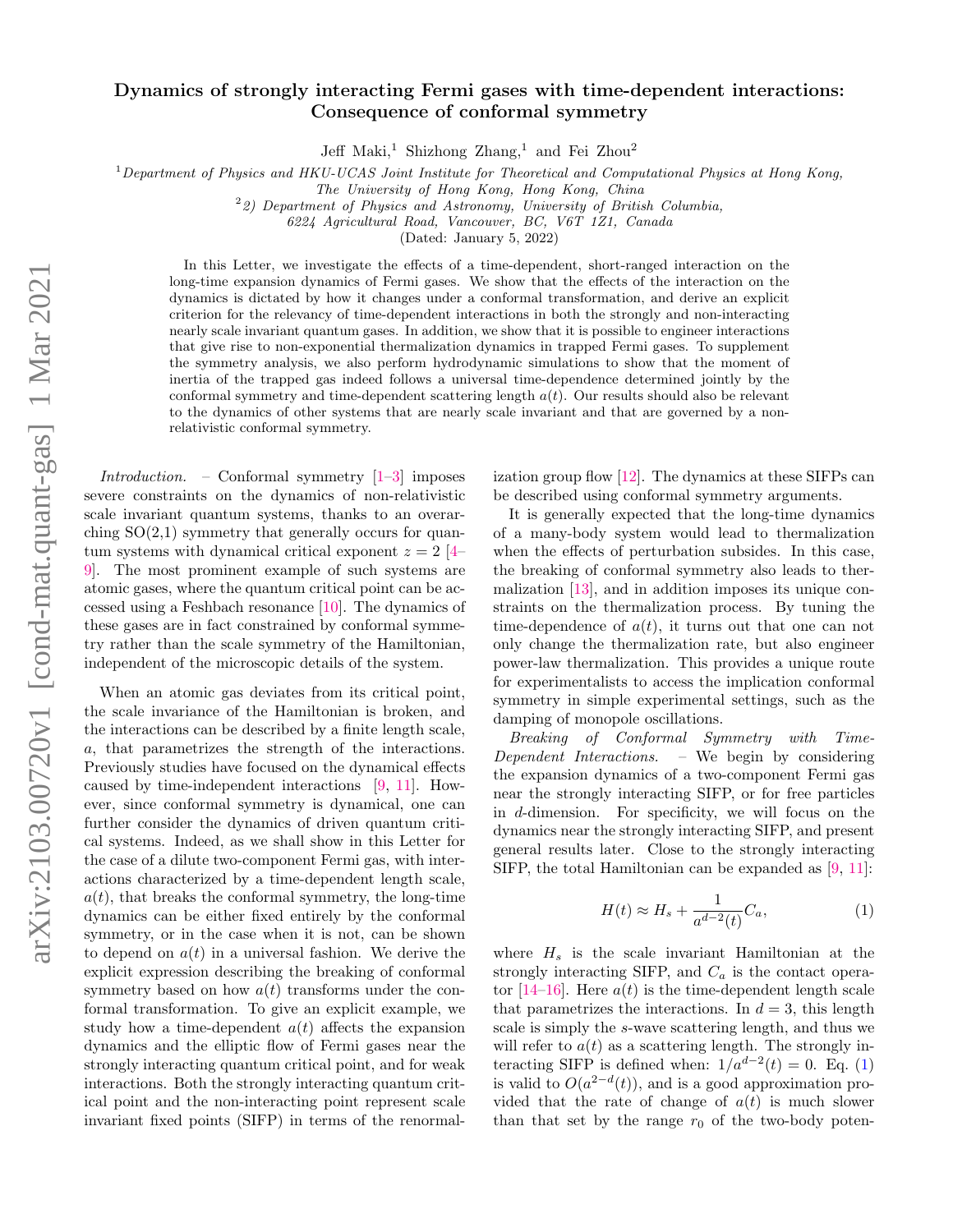# Dynamics of strongly interacting Fermi gases with time-dependent interactions: Consequence of conformal symmetry

Jeff Maki,[1] Shizhong Zhang,[1] and Fei Zhou[2]

[1] *Department of Physics and HKU-UCAS Joint Institute for Theoretical and Computational Physics at Hong Kong, The University of Hong Kong, Hong Kong, China*

[2] *2) Department of Physics and Astronomy, University of British Columbia, 6224 Agricultural Road, Vancouver, BC, V6T 1Z1, Canada*

(Dated: January 5, 2022)

In this Letter, we investigate the effects of a time-dependent, short-ranged interaction on the long-time expansion dynamics of Fermi gases. We show that the effects of the interaction on the dynamics is dictated by how it changes under a conformal transformation, and derive an explicit criterion for the relevancy of time-dependent interactions in both the strongly and non-interacting nearly scale invariant quantum gases. In addition, we show that it is possible to engineer interactions that give rise to non-exponential thermalization dynamics in trapped Fermi gases. To supplement the symmetry analysis, we also perform hydrodynamic simulations to show that the moment of inertia of the trapped gas indeed follows a universal time-dependence determined jointly by the conformal symmetry and time-dependent scattering length $a(t)$. Our results should also be relevant to the dynamics of other systems that are nearly scale invariant and that are governed by a non-relativistic conformal symmetry.

*Introduction.* – Conformal symmetry [1–3] imposes severe constraints on the dynamics of non-relativistic scale invariant quantum systems, thanks to an overarching SO(2,1) symmetry that generally occurs for quantum systems with dynamical critical exponent $z = 2$ [4–9]. The most prominent example of such systems are atomic gases, where the quantum critical point can be accessed using a Feshbach resonance [10]. The dynamics of these gases are in fact constrained by conformal symmetry rather than the scale symmetry of the Hamiltonian, independent of the microscopic details of the system.

When an atomic gas deviates from its critical point, the scale invariance of the Hamiltonian is broken, and the interactions can be described by a finite length scale, $a$, that parametrizes the strength of the interactions. Previously studies have focused on the dynamical effects caused by time-independent interactions [9, 11]. However, since conformal symmetry is dynamical, one can further consider the dynamics of driven quantum critical systems. Indeed, as we shall show in this Letter for the case of a dilute two-component Fermi gas, with interactions characterized by a time-dependent length scale, $a(t)$, that breaks the conformal symmetry, the long-time dynamics can be either fixed entirely by the conformal symmetry, or in the case when it is not, can be shown to depend on $a(t)$ in a universal fashion. We derive the explicit expression describing the breaking of conformal symmetry based on how $a(t)$ transforms under the conformal transformation. To give an explicit example, we study how a time-dependent $a(t)$ affects the expansion dynamics and the elliptic flow of Fermi gases near the strongly interacting quantum critical point, and for weak interactions. Both the strongly interacting quantum critical point and the non-interacting point represent scale invariant fixed points (SIFP) in terms of the renormalization group flow [12]. The dynamics at these SIFPs can be described using conformal symmetry arguments.

It is generally expected that the long-time dynamics of a many-body system would lead to thermalization when the effects of perturbation subsides. In this case, the breaking of conformal symmetry also leads to thermalization [13], and in addition imposes its unique constraints on the thermalization process. By tuning the time-dependence of $a(t)$, it turns out that one can not only change the thermalization rate, but also engineer power-law thermalization. This provides a unique route for experimentalists to access the implication conformal symmetry in simple experimental settings, such as the damping of monopole oscillations.

*Breaking of Conformal Symmetry with Time-Dependent Interactions.* – We begin by considering the expansion dynamics of a two-component Fermi gas near the strongly interacting SIFP, or for free particles in $d$-dimension. For specificity, we will focus on the dynamics near the strongly interacting SIFP, and present general results later. Close to the strongly interacting SIFP, the total Hamiltonian can be expanded as [9, 11]:

$$H(t) \approx H_s + \frac{1}{a^{d-2}(t)} C_a, \tag{1}$$

where $H_s$ is the scale invariant Hamiltonian at the strongly interacting SIFP, and $C_a$ is the contact operator [14–16]. Here $a(t)$ is the time-dependent length scale that parametrizes the interactions. In $d = 3$, this length scale is simply the $s$-wave scattering length, and thus we will refer to $a(t)$ as a scattering length. The strongly interacting SIFP is defined when: $1/a^{d-2}(t) = 0$. Eq. (1) is valid to $O(a^{2-d}(t))$, and is a good approximation provided that the rate of change of $a(t)$ is much slower than that set by the range $r_0$ of the two-body poten-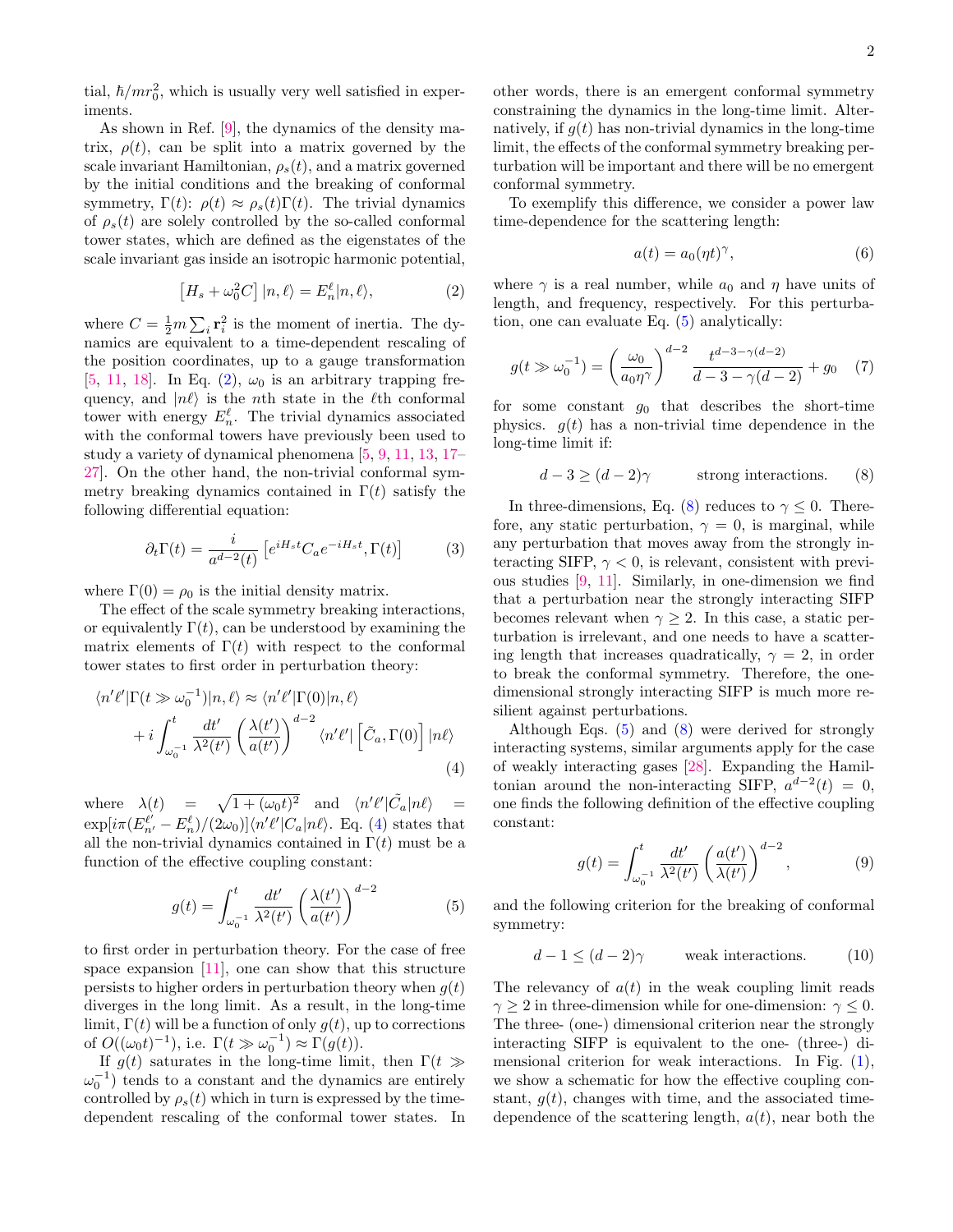tial, $\hbar/mr_0^2$, which is usually very well satisfied in experiments.

As shown in Ref. [9], the dynamics of the density matrix, $\rho(t)$, can be split into a matrix governed by the scale invariant Hamiltonian, $\rho_s(t)$, and a matrix governed by the initial conditions and the breaking of conformal symmetry, $\Gamma(t)$: $\rho(t) \approx \rho_s(t)\Gamma(t)$. The trivial dynamics of $\rho_s(t)$ are solely controlled by the so-called conformal tower states, which are defined as the eigenstates of the scale invariant gas inside an isotropic harmonic potential,

$$\left[H_s + \omega_0^2 C\right]|n,\ell\rangle = E_n^\ell |n,\ell\rangle, \tag{2}$$

where $C = \frac{1}{2}m\sum_i \mathbf{r}_i^2$ is the moment of inertia. The dynamics are equivalent to a time-dependent rescaling of the position coordinates, up to a gauge transformation [5, 11, 18]. In Eq. (2), $\omega_0$ is an arbitrary trapping frequency, and $|n\ell\rangle$ is the $n$th state in the $\ell$th conformal tower with energy $E_n^\ell$. The trivial dynamics associated with the conformal towers have previously been used to study a variety of dynamical phenomena [5, 9, 11, 13, 17–27]. On the other hand, the non-trivial conformal symmetry breaking dynamics contained in $\Gamma(t)$ satisfy the following differential equation:

$$\partial_t \Gamma(t) = \frac{i}{a^{d-2}(t)}\left[e^{iH_s t} C_a e^{-iH_s t}, \Gamma(t)\right] \tag{3}$$

where $\Gamma(0) = \rho_0$ is the initial density matrix.

The effect of the scale symmetry breaking interactions, or equivalently $\Gamma(t)$, can be understood by examining the matrix elements of $\Gamma(t)$ with respect to the conformal tower states to first order in perturbation theory:

$$\begin{aligned}\langle n'\ell'|\Gamma(t \gg \omega_0^{-1})|n,\ell\rangle &\approx \langle n'\ell'|\Gamma(0)|n,\ell\rangle \\ &+ i\int_{\omega_0^{-1}}^{t} \frac{dt'}{\lambda^2(t')}\left(\frac{\lambda(t')}{a(t')}\right)^{d-2} \langle n'\ell'|\left[\tilde{C}_a, \Gamma(0)\right]|n\ell\rangle\end{aligned} \tag{4}$$

where $\lambda(t) = \sqrt{1+(\omega_0 t)^2}$ and $\langle n'\ell'|\tilde{C}_a|n\ell\rangle = \exp[i\pi(E_{n'}^{\ell'} - E_n^\ell)/(2\omega_0)]\langle n'\ell'|C_a|n\ell\rangle$. Eq. (4) states that all the non-trivial dynamics contained in $\Gamma(t)$ must be a function of the effective coupling constant:

$$g(t) = \int_{\omega_0^{-1}}^{t} \frac{dt'}{\lambda^2(t')}\left(\frac{\lambda(t')}{a(t')}\right)^{d-2} \tag{5}$$

to first order in perturbation theory. For the case of free space expansion [11], one can show that this structure persists to higher orders in perturbation theory when $g(t)$ diverges in the long limit. As a result, in the long-time limit, $\Gamma(t)$ will be a function of only $g(t)$, up to corrections of $O((\omega_0 t)^{-1})$, i.e. $\Gamma(t \gg \omega_0^{-1}) \approx \Gamma(g(t))$.

If $g(t)$ saturates in the long-time limit, then $\Gamma(t \gg \omega_0^{-1})$ tends to a constant and the dynamics are entirely controlled by $\rho_s(t)$ which in turn is expressed by the time-dependent rescaling of the conformal tower states. In other words, there is an emergent conformal symmetry constraining the dynamics in the long-time limit. Alternatively, if $g(t)$ has non-trivial dynamics in the long-time limit, the effects of the conformal symmetry breaking perturbation will be important and there will be no emergent conformal symmetry.

To exemplify this difference, we consider a power law time-dependence for the scattering length:

$$a(t) = a_0(\eta t)^\gamma, \tag{6}$$

where $\gamma$ is a real number, while $a_0$ and $\eta$ have units of length, and frequency, respectively. For this perturbation, one can evaluate Eq. (5) analytically:

$$g(t \gg \omega_0^{-1}) = \left(\frac{\omega_0}{a_0\eta^\gamma}\right)^{d-2} \frac{t^{d-3-\gamma(d-2)}}{d-3-\gamma(d-2)} + g_0 \tag{7}$$

for some constant $g_0$ that describes the short-time physics. $g(t)$ has a non-trivial time dependence in the long-time limit if:

$$d - 3 \geq (d-2)\gamma \qquad \text{strong interactions.} \tag{8}$$

In three-dimensions, Eq. (8) reduces to $\gamma \leq 0$. Therefore, any static perturbation, $\gamma = 0$, is marginal, while any perturbation that moves away from the strongly interacting SIFP, $\gamma < 0$, is relevant, consistent with previous studies [9, 11]. Similarly, in one-dimension we find that a perturbation near the strongly interacting SIFP becomes relevant when $\gamma \geq 2$. In this case, a static perturbation is irrelevant, and one needs to have a scattering length that increases quadratically, $\gamma = 2$, in order to break the conformal symmetry. Therefore, the one-dimensional strongly interacting SIFP is much more resilient against perturbations.

Although Eqs. (5) and (8) were derived for strongly interacting systems, similar arguments apply for the case of weakly interacting gases [28]. Expanding the Hamiltonian around the non-interacting SIFP, $a^{d-2}(t) = 0$, one finds the following definition of the effective coupling constant:

$$g(t) = \int_{\omega_0^{-1}}^{t} \frac{dt'}{\lambda^2(t')}\left(\frac{a(t')}{\lambda(t')}\right)^{d-2}, \tag{9}$$

and the following criterion for the breaking of conformal symmetry:

$$d - 1 \leq (d-2)\gamma \qquad \text{weak interactions.} \tag{10}$$

The relevancy of $a(t)$ in the weak coupling limit reads $\gamma \geq 2$ in three-dimension while for one-dimension: $\gamma \leq 0$. The three- (one-) dimensional criterion near the strongly interacting SIFP is equivalent to the one- (three-) dimensional criterion for weak interactions. In Fig. (1), we show a schematic for how the effective coupling constant, $g(t)$, changes with time, and the associated time-dependence of the scattering length, $a(t)$, near both the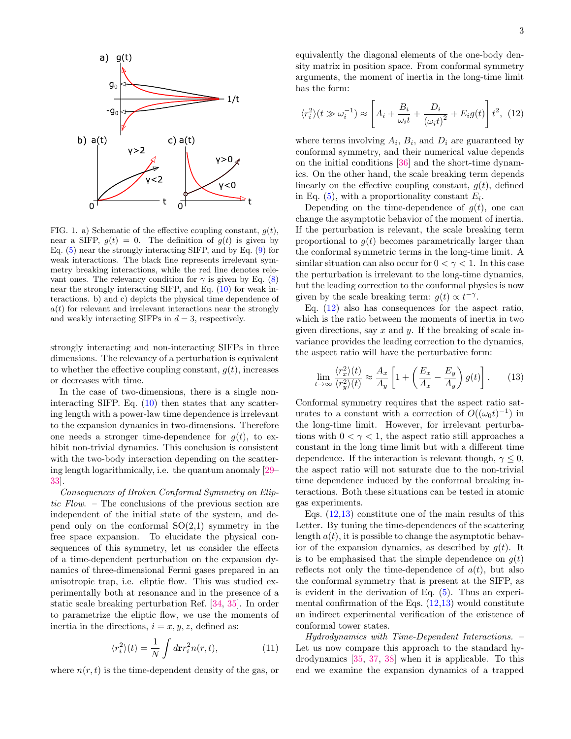a) g(t)

g₀

-g₀

1/t

b) a(t)

γ>2

γ<2

0

t

c) a(t)

γ>0

γ<0

0

t

FIG. 1. a) Schematic of the effective coupling constant, $g(t)$, near a SIFP, $g(t) = 0$. The definition of $g(t)$ is given by Eq. (5) near the strongly interacting SIFP, and by Eq. (9) for weak interactions. The black line represents irrelevant symmetry breaking interactions, while the red line denotes relevant ones. The relevancy condition for $\gamma$ is given by Eq. (8) near the strongly interacting SIFP, and Eq. (10) for weak interactions. b) and c) depicts the physical time dependence of $a(t)$ for relevant and irrelevant interactions near the strongly and weakly interacting SIFPs in $d = 3$, respectively.

strongly interacting and non-interacting SIFPs in three dimensions. The relevancy of a perturbation is equivalent to whether the effective coupling constant, $g(t)$, increases or decreases with time.

In the case of two-dimensions, there is a single non-interacting SIFP. Eq. (10) then states that any scattering length with a power-law time dependence is irrelevant to the expansion dynamics in two-dimensions. Therefore one needs a stronger time-dependence for $g(t)$, to exhibit non-trivial dynamics. This conclusion is consistent with the two-body interaction depending on the scattering length logarithmically, i.e. the quantum anomaly [29–33].

*Consequences of Broken Conformal Symmetry on Eliptic Flow.* – The conclusions of the previous section are independent of the initial state of the system, and depend only on the conformal SO(2,1) symmetry in the free space expansion. To elucidate the physical consequences of this symmetry, let us consider the effects of a time-dependent perturbation on the expansion dynamics of three-dimensional Fermi gases prepared in an anisotropic trap, i.e. eliptic flow. This was studied experimentally both at resonance and in the presence of a static scale breaking perturbation Ref. [34, 35]. In order to parametrize the eliptic flow, we use the moments of inertia in the directions, $i = x, y, z$, defined as:

$$\langle r_i^2\rangle(t) = \frac{1}{N}\int d\mathbf{r} r_i^2 n(r,t), \tag{11}$$

where $n(r,t)$ is the time-dependent density of the gas, or equivalently the diagonal elements of the one-body density matrix in position space. From conformal symmetry arguments, the moment of inertia in the long-time limit has the form:

$$\langle r_i^2\rangle(t \gg \omega_i^{-1}) \approx \left[A_i + \frac{B_i}{\omega_i t} + \frac{D_i}{(\omega_i t)^2} + E_i g(t)\right] t^2, \tag{12}$$

where terms involving $A_i$, $B_i$, and $D_i$ are guaranteed by conformal symmetry, and their numerical value depends on the initial conditions [36] and the short-time dynamics. On the other hand, the scale breaking term depends linearly on the effective coupling constant, $g(t)$, defined in Eq. (5), with a proportionality constant $E_i$.

Depending on the time-dependence of $g(t)$, one can change the asymptotic behavior of the moment of inertia. If the perturbation is relevant, the scale breaking term proportional to $g(t)$ becomes parametrically larger than the conformal symmetric terms in the long-time limit. A similar situation can also occur for $0 < \gamma < 1$. In this case the perturbation is irrelevant to the long-time dynamics, but the leading correction to the conformal physics is now given by the scale breaking term: $g(t) \propto t^{-\gamma}$.

Eq. (12) also has consequences for the aspect ratio, which is the ratio between the moments of inertia in two given directions, say $x$ and $y$. If the breaking of scale invariance provides the leading correction to the dynamics, the aspect ratio will have the perturbative form:

$$\lim_{t\to\infty}\frac{\langle r_x^2\rangle(t)}{\langle r_y^2\rangle(t)} \approx \frac{A_x}{A_y}\left[1 + \left(\frac{E_x}{A_x} - \frac{E_y}{A_y}\right) g(t)\right]. \tag{13}$$

Conformal symmetry requires that the aspect ratio saturates to a constant with a correction of $O((\omega_0 t)^{-1})$ in the long-time limit. However, for irrelevant perturbations with $0 < \gamma < 1$, the aspect ratio still approaches a constant in the long time limit but with a different time dependence. If the interaction is relevant though, $\gamma \leq 0$, the aspect ratio will not saturate due to the non-trivial time dependence induced by the conformal breaking interactions. Both these situations can be tested in atomic gas experiments.

Eqs. (12,13) constitute one of the main results of this Letter. By tuning the time-dependences of the scattering length $a(t)$, it is possible to change the asymptotic behavior of the expansion dynamics, as described by $g(t)$. It is to be emphasised that the simple dependence on $g(t)$ reflects not only the time-dependence of $a(t)$, but also the conformal symmetry that is present at the SIFP, as is evident in the derivation of Eq. (5). Thus an experimental confirmation of the Eqs. (12,13) would constitute an indirect experimental verification of the existence of conformal tower states.

*Hydrodynamics with Time-Dependent Interactions.* – Let us now compare this approach to the standard hydrodynamics [35, 37, 38] when it is applicable. To this end we examine the expansion dynamics of a trapped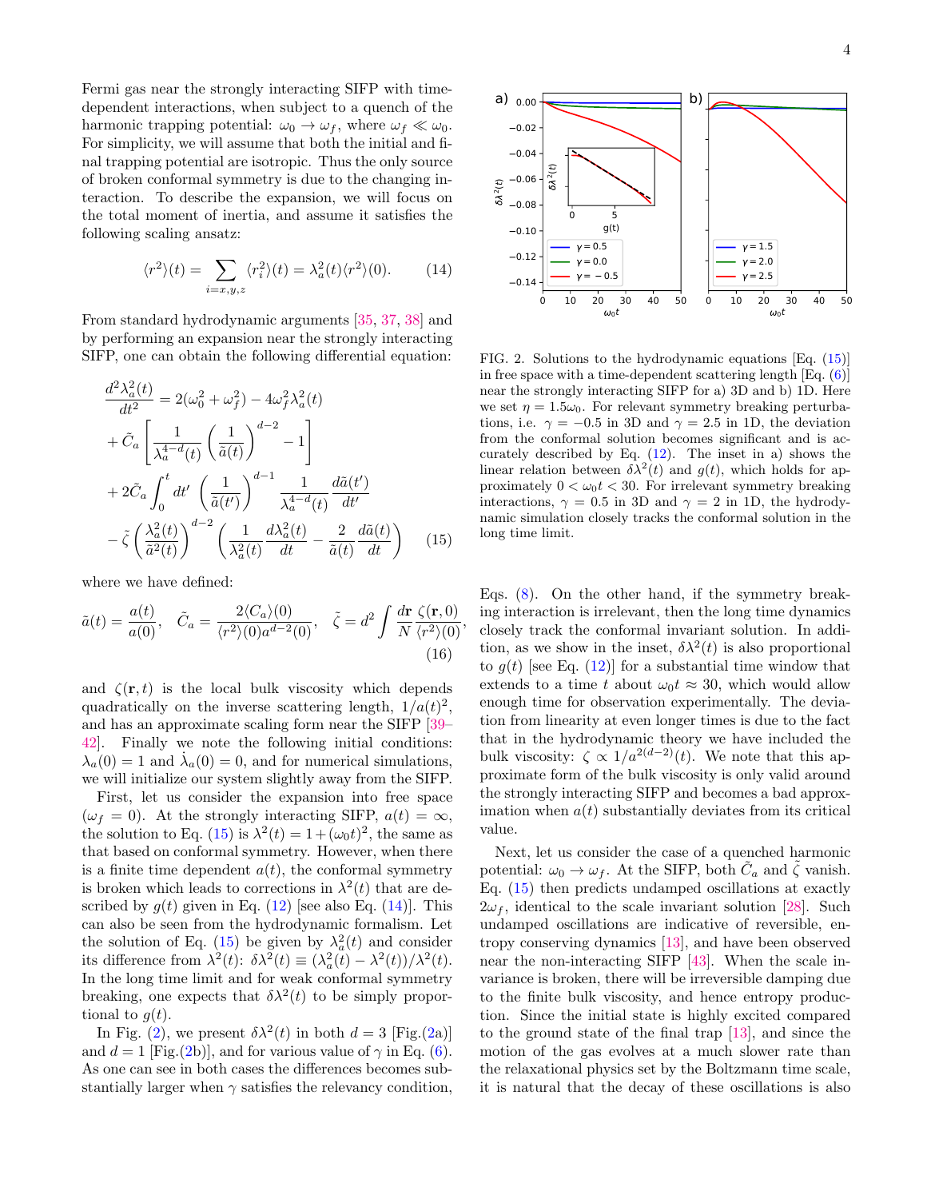Fermi gas near the strongly interacting SIFP with time-dependent interactions, when subject to a quench of the harmonic trapping potential: $\omega_0 \to \omega_f$, where $\omega_f \ll \omega_0$. For simplicity, we will assume that both the initial and final trapping potential are isotropic. Thus the only source of broken conformal symmetry is due to the changing interaction. To describe the expansion, we will focus on the total moment of inertia, and assume it satisfies the following scaling ansatz:

$$\langle r^2\rangle(t) = \sum_{i=x,y,z} \langle r_i^2\rangle(t) = \lambda_a^2(t)\langle r^2\rangle(0). \tag{14}$$

From standard hydrodynamic arguments [35, 37, 38] and by performing an expansion near the strongly interacting SIFP, one can obtain the following differential equation:

$$\begin{aligned}\frac{d^2\lambda_a^2(t)}{dt^2} &= 2(\omega_0^2+\omega_f^2) - 4\omega_f^2\lambda_a^2(t) \\ &+ \tilde{C}_a\left[\frac{1}{\lambda_a^{4-d}(t)}\left(\frac{1}{\tilde{a}(t)}\right)^{d-2} - 1\right] \\ &+ 2\tilde{C}_a\int_0^t dt'\left(\frac{1}{\tilde{a}(t')}\right)^{d-1}\frac{1}{\lambda_a^{4-d}(t)}\frac{d\tilde{a}(t')}{dt'} \\ &- \tilde{\zeta}\left(\frac{\lambda_a^2(t)}{\tilde{a}^2(t)}\right)^{d-2}\left(\frac{1}{\lambda_a^2(t)}\frac{d\lambda_a^2(t)}{dt} - \frac{2}{\tilde{a}(t)}\frac{d\tilde{a}(t)}{dt}\right)\end{aligned} \tag{15}$$

where we have defined:

$$\tilde{a}(t) = \frac{a(t)}{a(0)}, \quad \tilde{C}_a = \frac{2\langle C_a\rangle(0)}{\langle r^2\rangle(0)a^{d-2}(0)}, \quad \tilde{\zeta} = d^2\int\frac{d\mathbf{r}}{N}\frac{\zeta(\mathbf{r},0)}{\langle r^2\rangle(0)}, \tag{16}$$

and $\zeta(\mathbf{r},t)$ is the local bulk viscosity which depends quadratically on the inverse scattering length, $1/a(t)^2$, and has an approximate scaling form near the SIFP [39–42]. Finally we note the following initial conditions: $\lambda_a(0) = 1$ and $\dot{\lambda}_a(0) = 0$, and for numerical simulations, we will initialize our system slightly away from the SIFP.

First, let us consider the expansion into free space ($\omega_f = 0$). At the strongly interacting SIFP, $a(t) = \infty$, the solution to Eq. (15) is $\lambda^2(t) = 1+(\omega_0 t)^2$, the same as that based on conformal symmetry. However, when there is a finite time dependent $a(t)$, the conformal symmetry is broken which leads to corrections in $\lambda^2(t)$ that are described by $g(t)$ given in Eq. (12) [see also Eq. (14)]. This can also be seen from the hydrodynamic formalism. Let the solution of Eq. (15) be given by $\lambda_a^2(t)$ and consider its difference from $\lambda^2(t)$: $\delta\lambda^2(t) \equiv (\lambda_a^2(t) - \lambda^2(t))/\lambda^2(t)$. In the long time limit and for weak conformal symmetry breaking, one expects that $\delta\lambda^2(t)$ to be simply proportional to $g(t)$.

In Fig. (2), we present $\delta\lambda^2(t)$ in both $d = 3$ [Fig.(2a)] and $d = 1$ [Fig.(2b)], and for various value of $\gamma$ in Eq. (6). As one can see in both cases the differences becomes substantially larger when $\gamma$ satisfies the relevancy condition,

a) b)

$\delta\lambda^2(t)$

0.00 −0.02 −0.04 −0.06 −0.08 −0.10 −0.12 −0.14

$\gamma = 0.5$ $\gamma = 0.0$ $\gamma = -0.5$

$\gamma = 1.5$ $\gamma = 2.0$ $\gamma = 2.5$

0 10 20 30 40 50

$\omega_0 t$

Inset: $\delta\lambda^2(t)$, g(t), 0 5

FIG. 2. Solutions to the hydrodynamic equations [Eq. (15)] in free space with a time-dependent scattering length [Eq. (6)] near the strongly interacting SIFP for a) 3D and b) 1D. Here we set $\eta = 1.5\omega_0$. For relevant symmetry breaking perturbations, i.e. $\gamma = -0.5$ in 3D and $\gamma = 2.5$ in 1D, the deviation from the conformal solution becomes significant and is accurately described by Eq. (12). The inset in a) shows the linear relation between $\delta\lambda^2(t)$ and $g(t)$, which holds for approximately $0 < \omega_0 t < 30$. For irrelevant symmetry breaking interactions, $\gamma = 0.5$ in 3D and $\gamma = 2$ in 1D, the hydrodynamic simulation closely tracks the conformal solution in the long time limit.

Eqs. (8). On the other hand, if the symmetry breaking interaction is irrelevant, then the long time dynamics closely track the conformal invariant solution. In addition, as we show in the inset, $\delta\lambda^2(t)$ is also proportional to $g(t)$ [see Eq. (12)] for a substantial time window that extends to a time $t$ about $\omega_0 t \approx 30$, which would allow enough time for observation experimentally. The deviation from linearity at even longer times is due to the fact that in the hydrodynamic theory we have included the bulk viscosity: $\zeta \propto 1/a^{2(d-2)}(t)$. We note that this approximate form of the bulk viscosity is only valid around the strongly interacting SIFP and becomes a bad approximation when $a(t)$ substantially deviates from its critical value.

Next, let us consider the case of a quenched harmonic potential: $\omega_0 \to \omega_f$. At the SIFP, both $\tilde{C}_a$ and $\tilde{\zeta}$ vanish. Eq. (15) then predicts undamped oscillations at exactly $2\omega_f$, identical to the scale invariant solution [28]. Such undamped oscillations are indicative of reversible, entropy conserving dynamics [13], and have been observed near the non-interacting SIFP [43]. When the scale invariance is broken, there will be irreversible damping due to the finite bulk viscosity, and hence entropy production. Since the initial state is highly excited compared to the ground state of the final trap [13], and since the motion of the gas evolves at a much slower rate than the relaxational physics set by the Boltzmann time scale, it is natural that the decay of these oscillations is also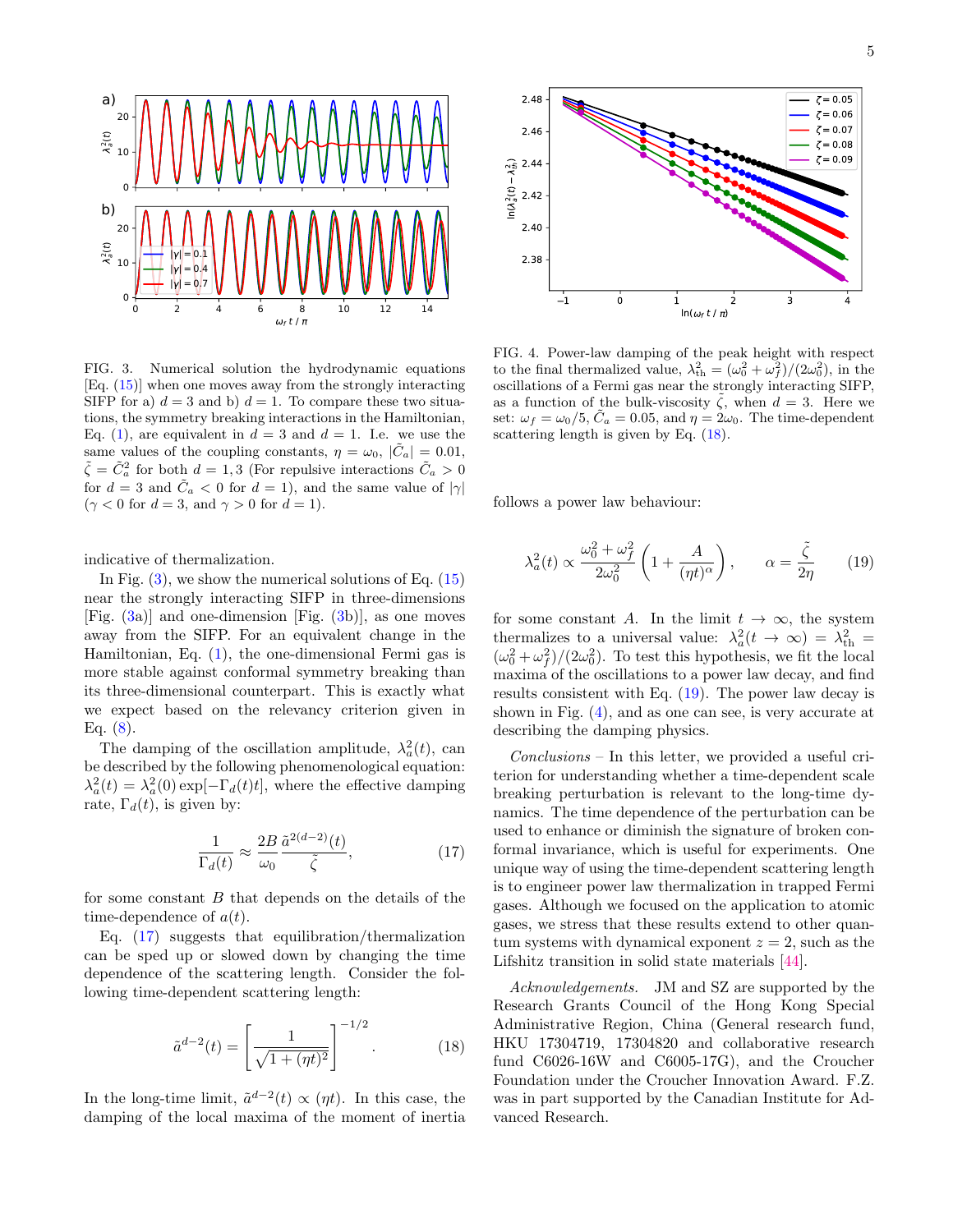a)

$\lambda_a^2(t)$

20

10

0

b)

$\lambda_a^2(t)$

20

10

0

$|\gamma| = 0.1$

$|\gamma| = 0.4$

$|\gamma| = 0.7$

0 2 4 6 8 10 12 14

$\omega_f\, t\, /\, \pi$

FIG. 3. Numerical solution the hydrodynamic equations [Eq. (15)] when one moves away from the strongly interacting SIFP for a) $d = 3$ and b) $d = 1$. To compare these two situations, the symmetry breaking interactions in the Hamiltonian, Eq. (1), are equivalent in $d = 3$ and $d = 1$. I.e. we use the same values of the coupling constants, $\eta = \omega_0$, $|\tilde{C}_a| = 0.01$, $\tilde{\zeta} = \tilde{C}_a^2$ for both $d = 1, 3$ (For repulsive interactions $\tilde{C}_a > 0$ for $d = 3$ and $\tilde{C}_a < 0$ for $d = 1$), and the same value of $|\gamma|$ ($\gamma < 0$ for $d = 3$, and $\gamma > 0$ for $d = 1$).

$\ln(\lambda_a^2(t) - \lambda_{th}^2)$

2.48

2.46

2.44

2.42

2.40

2.38

$\zeta = 0.05$

$\zeta = 0.06$

$\zeta = 0.07$

$\zeta = 0.08$

$\zeta = 0.09$

−1 0 1 2 3 4

$\ln(\omega_f\, t\, /\, \pi)$

FIG. 4. Power-law damping of the peak height with respect to the final thermalized value, $\lambda_{\rm th}^2 = (\omega_0^2 + \omega_f^2)/(2\omega_0^2)$, in the oscillations of a Fermi gas near the strongly interacting SIFP, as a function of the bulk-viscosity $\tilde{\zeta}$, when $d = 3$. Here we set: $\omega_f = \omega_0/5$, $\tilde{C}_a = 0.05$, and $\eta = 2\omega_0$. The time-dependent scattering length is given by Eq. (18).

indicative of thermalization.

In Fig. (3), we show the numerical solutions of Eq. (15) near the strongly interacting SIFP in three-dimensions [Fig. (3a)] and one-dimension [Fig. (3b)], as one moves away from the SIFP. For an equivalent change in the Hamiltonian, Eq. (1), the one-dimensional Fermi gas is more stable against conformal symmetry breaking than its three-dimensional counterpart. This is exactly what we expect based on the relevancy criterion given in Eq. (8).

The damping of the oscillation amplitude, $\lambda_a^2(t)$, can be described by the following phenomenological equation: $\lambda_a^2(t) = \lambda_a^2(0)\exp[-\Gamma_d(t)t]$, where the effective damping rate, $\Gamma_d(t)$, is given by:

$$\frac{1}{\Gamma_d(t)} \approx \frac{2B}{\omega_0}\frac{\tilde{a}^{2(d-2)}(t)}{\tilde{\zeta}}, \tag{17}$$

for some constant $B$ that depends on the details of the time-dependence of $a(t)$.

Eq. (17) suggests that equilibration/thermalization can be sped up or slowed down by changing the time dependence of the scattering length. Consider the following time-dependent scattering length:

$$\tilde{a}^{d-2}(t) = \left[\frac{1}{\sqrt{1+(\eta t)^2}}\right]^{-1/2}. \tag{18}$$

In the long-time limit, $\tilde{a}^{d-2}(t) \propto (\eta t)$. In this case, the damping of the local maxima of the moment of inertia follows a power law behaviour:

$$\lambda_a^2(t) \propto \frac{\omega_0^2+\omega_f^2}{2\omega_0^2}\left(1+\frac{A}{(\eta t)^\alpha}\right), \qquad \alpha = \frac{\tilde{\zeta}}{2\eta} \tag{19}$$

for some constant $A$. In the limit $t \to \infty$, the system thermalizes to a universal value: $\lambda_a^2(t \to \infty) = \lambda_{\rm th}^2 = (\omega_0^2+\omega_f^2)/(2\omega_0^2)$. To test this hypothesis, we fit the local maxima of the oscillations to a power law decay, and find results consistent with Eq. (19). The power law decay is shown in Fig. (4), and as one can see, is very accurate at describing the damping physics.

*Conclusions* – In this letter, we provided a useful criterion for understanding whether a time-dependent scale breaking perturbation is relevant to the long-time dynamics. The time dependence of the perturbation can be used to enhance or diminish the signature of broken conformal invariance, which is useful for experiments. One unique way of using the time-dependent scattering length is to engineer power law thermalization in trapped Fermi gases. Although we focused on the application to atomic gases, we stress that these results extend to other quantum systems with dynamical exponent $z = 2$, such as the Lifshitz transition in solid state materials [44].

*Acknowledgements.* JM and SZ are supported by the Research Grants Council of the Hong Kong Special Administrative Region, China (General research fund, HKU 17304719, 17304820 and collaborative research fund C6026-16W and C6005-17G), and the Croucher Foundation under the Croucher Innovation Award. F.Z. was in part supported by the Canadian Institute for Advanced Research.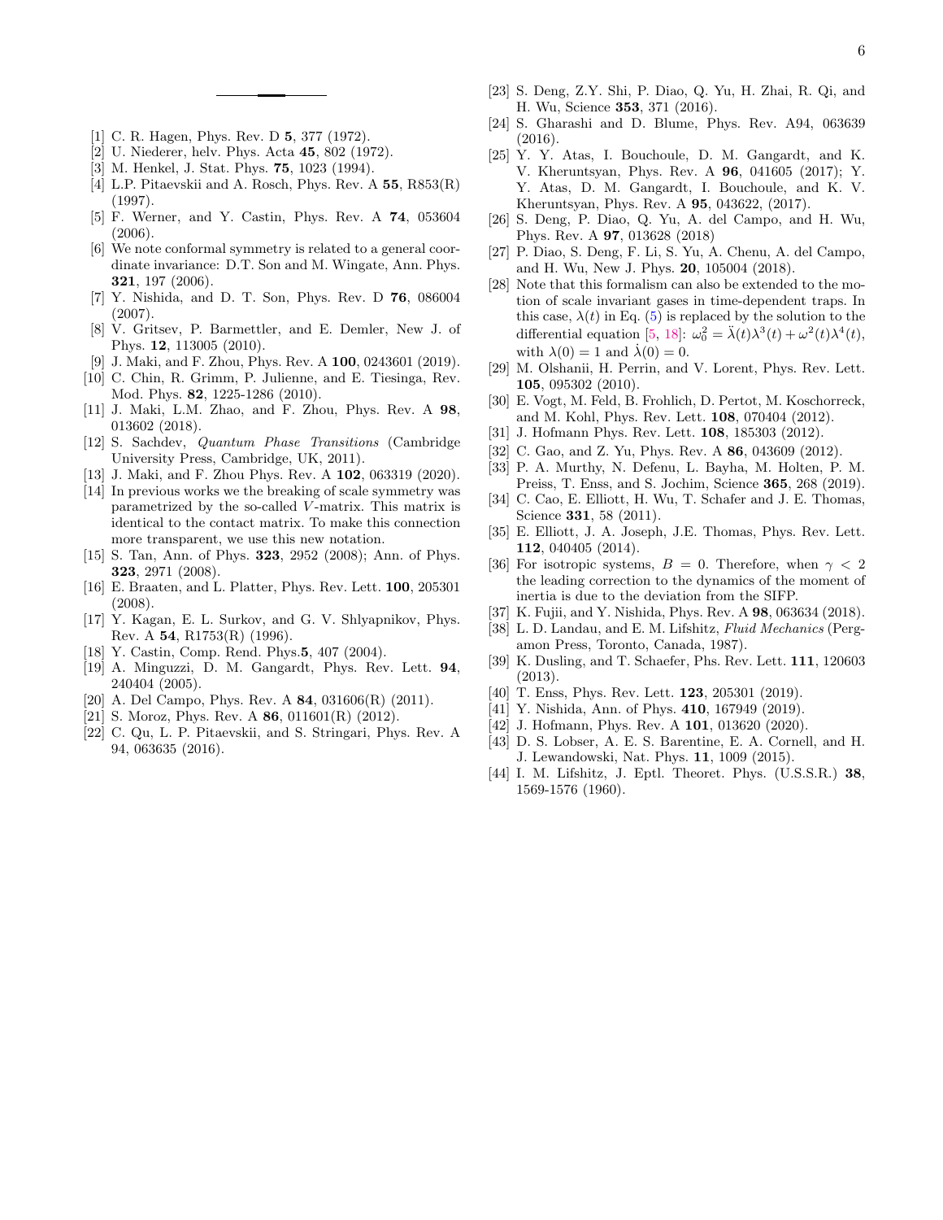[1] C. R. Hagen, Phys. Rev. D **5**, 377 (1972).

[2] U. Niederer, helv. Phys. Acta **45**, 802 (1972).

[3] M. Henkel, J. Stat. Phys. **75**, 1023 (1994).

[4] L.P. Pitaevskii and A. Rosch, Phys. Rev. A **55**, R853(R) (1997).

[5] F. Werner, and Y. Castin, Phys. Rev. A **74**, 053604 (2006).

[6] We note conformal symmetry is related to a general coordinate invariance: D.T. Son and M. Wingate, Ann. Phys. **321**, 197 (2006).

[7] Y. Nishida, and D. T. Son, Phys. Rev. D **76**, 086004 (2007).

[8] V. Gritsev, P. Barmettler, and E. Demler, New J. of Phys. **12**, 113005 (2010).

[9] J. Maki, and F. Zhou, Phys. Rev. A **100**, 0243601 (2019).

[10] C. Chin, R. Grimm, P. Julienne, and E. Tiesinga, Rev. Mod. Phys. **82**, 1225-1286 (2010).

[11] J. Maki, L.M. Zhao, and F. Zhou, Phys. Rev. A **98**, 013602 (2018).

[12] S. Sachdev, *Quantum Phase Transitions* (Cambridge University Press, Cambridge, UK, 2011).

[13] J. Maki, and F. Zhou Phys. Rev. A **102**, 063319 (2020).

[14] In previous works we the breaking of scale symmetry was parametrized by the so-called $V$-matrix. This matrix is identical to the contact matrix. To make this connection more transparent, we use this new notation.

[15] S. Tan, Ann. of Phys. **323**, 2952 (2008); Ann. of Phys. **323**, 2971 (2008).

[16] E. Braaten, and L. Platter, Phys. Rev. Lett. **100**, 205301 (2008).

[17] Y. Kagan, E. L. Surkov, and G. V. Shlyapnikov, Phys. Rev. A **54**, R1753(R) (1996).

[18] Y. Castin, Comp. Rend. Phys.**5**, 407 (2004).

[19] A. Minguzzi, D. M. Gangardt, Phys. Rev. Lett. **94**, 240404 (2005).

[20] A. Del Campo, Phys. Rev. A **84**, 031606(R) (2011).

[21] S. Moroz, Phys. Rev. A **86**, 011601(R) (2012).

[22] C. Qu, L. P. Pitaevskii, and S. Stringari, Phys. Rev. A 94, 063635 (2016).

[23] S. Deng, Z.Y. Shi, P. Diao, Q. Yu, H. Zhai, R. Qi, and H. Wu, Science **353**, 371 (2016).

[24] S. Gharashi and D. Blume, Phys. Rev. A94, 063639 (2016).

[25] Y. Y. Atas, I. Bouchoule, D. M. Gangardt, and K. V. Kheruntsyan, Phys. Rev. A **96**, 041605 (2017); Y. Y. Atas, D. M. Gangardt, I. Bouchoule, and K. V. Kheruntsyan, Phys. Rev. A **95**, 043622, (2017).

[26] S. Deng, P. Diao, Q. Yu, A. del Campo, and H. Wu, Phys. Rev. A **97**, 013628 (2018)

[27] P. Diao, S. Deng, F. Li, S. Yu, A. Chenu, A. del Campo, and H. Wu, New J. Phys. **20**, 105004 (2018).

[28] Note that this formalism can also be extended to the motion of scale invariant gases in time-dependent traps. In this case, $\lambda(t)$ in Eq. (5) is replaced by the solution to the differential equation [5, 18]: $\omega_0^2 = \ddot{\lambda}(t)\lambda^3(t) + \omega^2(t)\lambda^4(t)$, with $\lambda(0) = 1$ and $\dot{\lambda}(0) = 0$.

[29] M. Olshanii, H. Perrin, and V. Lorent, Phys. Rev. Lett. **105**, 095302 (2010).

[30] E. Vogt, M. Feld, B. Frohlich, D. Pertot, M. Koschorreck, and M. Kohl, Phys. Rev. Lett. **108**, 070404 (2012).

[31] J. Hofmann Phys. Rev. Lett. **108**, 185303 (2012).

[32] C. Gao, and Z. Yu, Phys. Rev. A **86**, 043609 (2012).

[33] P. A. Murthy, N. Defenu, L. Bayha, M. Holten, P. M. Preiss, T. Enss, and S. Jochim, Science **365**, 268 (2019).

[34] C. Cao, E. Elliott, H. Wu, T. Schafer and J. E. Thomas, Science **331**, 58 (2011).

[35] E. Elliott, J. A. Joseph, J.E. Thomas, Phys. Rev. Lett. **112**, 040405 (2014).

[36] For isotropic systems, $B = 0$. Therefore, when $\gamma < 2$ the leading correction to the dynamics of the moment of inertia is due to the deviation from the SIFP.

[37] K. Fujii, and Y. Nishida, Phys. Rev. A **98**, 063634 (2018).

[38] L. D. Landau, and E. M. Lifshitz, *Fluid Mechanics* (Pergamon Press, Toronto, Canada, 1987).

[39] K. Dusling, and T. Schaefer, Phs. Rev. Lett. **111**, 120603 (2013).

[40] T. Enss, Phys. Rev. Lett. **123**, 205301 (2019).

[41] Y. Nishida, Ann. of Phys. **410**, 167949 (2019).

[42] J. Hofmann, Phys. Rev. A **101**, 013620 (2020).

[43] D. S. Lobser, A. E. S. Barentine, E. A. Cornell, and H. J. Lewandowski, Nat. Phys. **11**, 1009 (2015).

[44] I. M. Lifshitz, J. Eptl. Theoret. Phys. (U.S.S.R.) **38**, 1569-1576 (1960).